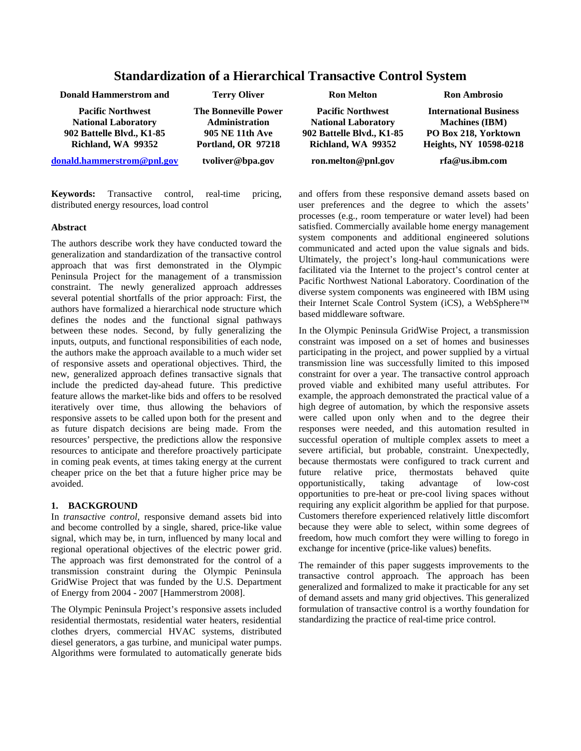# Standardization of a Hierarchical Transactive Control System

**Donald Hammerstrom and**
**Pacific Northwest National Laboratory**
**902 Battelle Blvd., K1-85**
**Richland, WA 99352**
**donald.hammerstrom@pnl.gov**

**Terry Oliver**
**The Bonneville Power Administration**
**905 NE 11th Ave**
**Portland, OR 97218**
**tvoliver@bpa.gov**

**Ron Melton**
**Pacific Northwest National Laboratory**
**902 Battelle Blvd., K1-85**
**Richland, WA 99352**
**ron.melton@pnl.gov**

**Ron Ambrosio**
**International Business Machines (IBM)**
**PO Box 218, Yorktown Heights, NY 10598-0218**
**rfa@us.ibm.com**

**Keywords:** Transactive control, real-time pricing, distributed energy resources, load control

## Abstract

The authors describe work they have conducted toward the generalization and standardization of the transactive control approach that was first demonstrated in the Olympic Peninsula Project for the management of a transmission constraint. The newly generalized approach addresses several potential shortfalls of the prior approach: First, the authors have formalized a hierarchical node structure which defines the nodes and the functional signal pathways between these nodes. Second, by fully generalizing the inputs, outputs, and functional responsibilities of each node, the authors make the approach available to a much wider set of responsive assets and operational objectives. Third, the new, generalized approach defines transactive signals that include the predicted day-ahead future. This predictive feature allows the market-like bids and offers to be resolved iteratively over time, thus allowing the behaviors of responsive assets to be called upon both for the present and as future dispatch decisions are being made. From the resources' perspective, the predictions allow the responsive resources to anticipate and therefore proactively participate in coming peak events, at times taking energy at the current cheaper price on the bet that a future higher price may be avoided.

## 1. BACKGROUND

In *transactive control*, responsive demand assets bid into and become controlled by a single, shared, price-like value signal, which may be, in turn, influenced by many local and regional operational objectives of the electric power grid. The approach was first demonstrated for the control of a transmission constraint during the Olympic Peninsula GridWise Project that was funded by the U.S. Department of Energy from 2004 - 2007 [Hammerstrom 2008].

The Olympic Peninsula Project's responsive assets included residential thermostats, residential water heaters, residential clothes dryers, commercial HVAC systems, distributed diesel generators, a gas turbine, and municipal water pumps. Algorithms were formulated to automatically generate bids and offers from these responsive demand assets based on user preferences and the degree to which the assets' processes (e.g., room temperature or water level) had been satisfied. Commercially available home energy management system components and additional engineered solutions communicated and acted upon the value signals and bids. Ultimately, the project's long-haul communications were facilitated via the Internet to the project's control center at Pacific Northwest National Laboratory. Coordination of the diverse system components was engineered with IBM using their Internet Scale Control System (iCS), a WebSphere™ based middleware software.

In the Olympic Peninsula GridWise Project, a transmission constraint was imposed on a set of homes and businesses participating in the project, and power supplied by a virtual transmission line was successfully limited to this imposed constraint for over a year. The transactive control approach proved viable and exhibited many useful attributes. For example, the approach demonstrated the practical value of a high degree of automation, by which the responsive assets were called upon only when and to the degree their responses were needed, and this automation resulted in successful operation of multiple complex assets to meet a severe artificial, but probable, constraint. Unexpectedly, because thermostats were configured to track current and future relative price, thermostats behaved quite opportunistically, taking advantage of low-cost opportunities to pre-heat or pre-cool living spaces without requiring any explicit algorithm be applied for that purpose. Customers therefore experienced relatively little discomfort because they were able to select, within some degrees of freedom, how much comfort they were willing to forego in exchange for incentive (price-like values) benefits.

The remainder of this paper suggests improvements to the transactive control approach. The approach has been generalized and formalized to make it practicable for any set of demand assets and many grid objectives. This generalized formulation of transactive control is a worthy foundation for standardizing the practice of real-time price control.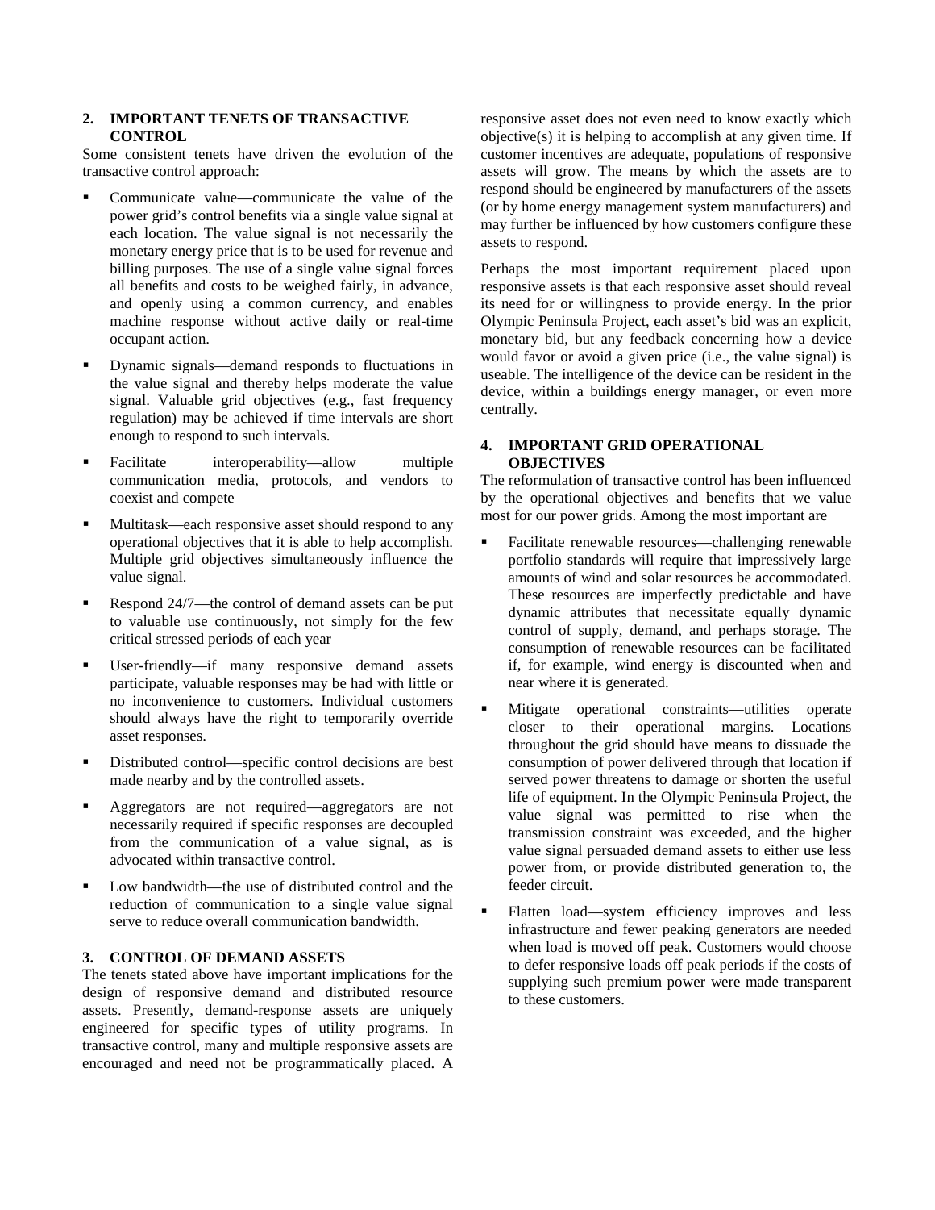## 2. IMPORTANT TENETS OF TRANSACTIVE CONTROL

Some consistent tenets have driven the evolution of the transactive control approach:

- Communicate value—communicate the value of the power grid's control benefits via a single value signal at each location. The value signal is not necessarily the monetary energy price that is to be used for revenue and billing purposes. The use of a single value signal forces all benefits and costs to be weighed fairly, in advance, and openly using a common currency, and enables machine response without active daily or real-time occupant action.
- Dynamic signals—demand responds to fluctuations in the value signal and thereby helps moderate the value signal. Valuable grid objectives (e.g., fast frequency regulation) may be achieved if time intervals are short enough to respond to such intervals.
- Facilitate interoperability—allow multiple communication media, protocols, and vendors to coexist and compete
- Multitask—each responsive asset should respond to any operational objectives that it is able to help accomplish. Multiple grid objectives simultaneously influence the value signal.
- Respond 24/7—the control of demand assets can be put to valuable use continuously, not simply for the few critical stressed periods of each year
- User-friendly—if many responsive demand assets participate, valuable responses may be had with little or no inconvenience to customers. Individual customers should always have the right to temporarily override asset responses.
- Distributed control—specific control decisions are best made nearby and by the controlled assets.
- Aggregators are not required—aggregators are not necessarily required if specific responses are decoupled from the communication of a value signal, as is advocated within transactive control.
- Low bandwidth—the use of distributed control and the reduction of communication to a single value signal serve to reduce overall communication bandwidth.

## 3. CONTROL OF DEMAND ASSETS

The tenets stated above have important implications for the design of responsive demand and distributed resource assets. Presently, demand-response assets are uniquely engineered for specific types of utility programs. In transactive control, many and multiple responsive assets are encouraged and need not be programmatically placed. A responsive asset does not even need to know exactly which objective(s) it is helping to accomplish at any given time. If customer incentives are adequate, populations of responsive assets will grow. The means by which the assets are to respond should be engineered by manufacturers of the assets (or by home energy management system manufacturers) and may further be influenced by how customers configure these assets to respond.

Perhaps the most important requirement placed upon responsive assets is that each responsive asset should reveal its need for or willingness to provide energy. In the prior Olympic Peninsula Project, each asset's bid was an explicit, monetary bid, but any feedback concerning how a device would favor or avoid a given price (i.e., the value signal) is useable. The intelligence of the device can be resident in the device, within a buildings energy manager, or even more centrally.

## 4. IMPORTANT GRID OPERATIONAL OBJECTIVES

The reformulation of transactive control has been influenced by the operational objectives and benefits that we value most for our power grids. Among the most important are

- Facilitate renewable resources—challenging renewable portfolio standards will require that impressively large amounts of wind and solar resources be accommodated. These resources are imperfectly predictable and have dynamic attributes that necessitate equally dynamic control of supply, demand, and perhaps storage. The consumption of renewable resources can be facilitated if, for example, wind energy is discounted when and near where it is generated.
- Mitigate operational constraints—utilities operate closer to their operational margins. Locations throughout the grid should have means to dissuade the consumption of power delivered through that location if served power threatens to damage or shorten the useful life of equipment. In the Olympic Peninsula Project, the value signal was permitted to rise when the transmission constraint was exceeded, and the higher value signal persuaded demand assets to either use less power from, or provide distributed generation to, the feeder circuit.
- Flatten load—system efficiency improves and less infrastructure and fewer peaking generators are needed when load is moved off peak. Customers would choose to defer responsive loads off peak periods if the costs of supplying such premium power were made transparent to these customers.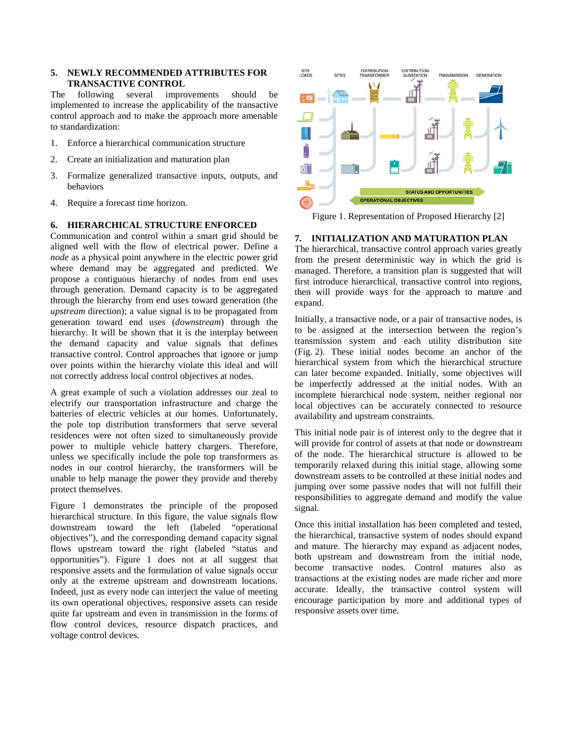## 5. NEWLY RECOMMENDED ATTRIBUTES FOR TRANSACTIVE CONTROL

The following several improvements should be implemented to increase the applicability of the transactive control approach and to make the approach more amenable to standardization:

1. Enforce a hierarchical communication structure
2. Create an initialization and maturation plan
3. Formalize generalized transactive inputs, outputs, and behaviors
4. Require a forecast time horizon.

## 6. HIERARCHICAL STRUCTURE ENFORCED

Communication and control within a smart grid should be aligned well with the flow of electrical power. Define a *node* as a physical point anywhere in the electric power grid where demand may be aggregated and predicted. We propose a contiguous hierarchy of nodes from end uses through generation. Demand capacity is to be aggregated through the hierarchy from end uses toward generation (the *upstream* direction); a value signal is to be propagated from generation toward end uses (*downstream*) through the hierarchy. It will be shown that it is the interplay between the demand capacity and value signals that defines transactive control. Control approaches that ignore or jump over points within the hierarchy violate this ideal and will not correctly address local control objectives at nodes.

A great example of such a violation addresses our zeal to electrify our transportation infrastructure and charge the batteries of electric vehicles at our homes. Unfortunately, the pole top distribution transformers that serve several residences were not often sized to simultaneously provide power to multiple vehicle battery chargers. Therefore, unless we specifically include the pole top transformers as nodes in our control hierarchy, the transformers will be unable to help manage the power they provide and thereby protect themselves.

Figure 1 demonstrates the principle of the proposed hierarchical structure. In this figure, the value signals flow downstream toward the left (labeled "operational objectives"), and the corresponding demand capacity signal flows upstream toward the right (labeled "status and opportunities"). Figure 1 does not at all suggest that responsive assets and the formulation of value signals occur only at the extreme upstream and downstream locations. Indeed, just as every node can interject the value of meeting its own operational objectives, responsive assets can reside quite far upstream and even in transmission in the forms of flow control devices, resource dispatch practices, and voltage control devices.

Figure 1. Representation of Proposed Hierarchy [2]

## 7. INITIALIZATION AND MATURATION PLAN

The hierarchical, transactive control approach varies greatly from the present deterministic way in which the grid is managed. Therefore, a transition plan is suggested that will first introduce hierarchical, transactive control into regions, then will provide ways for the approach to mature and expand.

Initially, a transactive node, or a pair of transactive nodes, is to be assigned at the intersection between the region's transmission system and each utility distribution site (Fig. 2). These initial nodes become an anchor of the hierarchical system from which the hierarchical structure can later become expanded. Initially, some objectives will be imperfectly addressed at the initial nodes. With an incomplete hierarchical node system, neither regional nor local objectives can be accurately connected to resource availability and upstream constraints.

This initial node pair is of interest only to the degree that it will provide for control of assets at that node or downstream of the node. The hierarchical structure is allowed to be temporarily relaxed during this initial stage, allowing some downstream assets to be controlled at these initial nodes and jumping over some passive nodes that will not fulfill their responsibilities to aggregate demand and modify the value signal.

Once this initial installation has been completed and tested, the hierarchical, transactive system of nodes should expand and mature. The hierarchy may expand as adjacent nodes, both upstream and downstream from the initial node, become transactive nodes. Control matures also as transactions at the existing nodes are made richer and more accurate. Ideally, the transactive control system will encourage participation by more and additional types of responsive assets over time.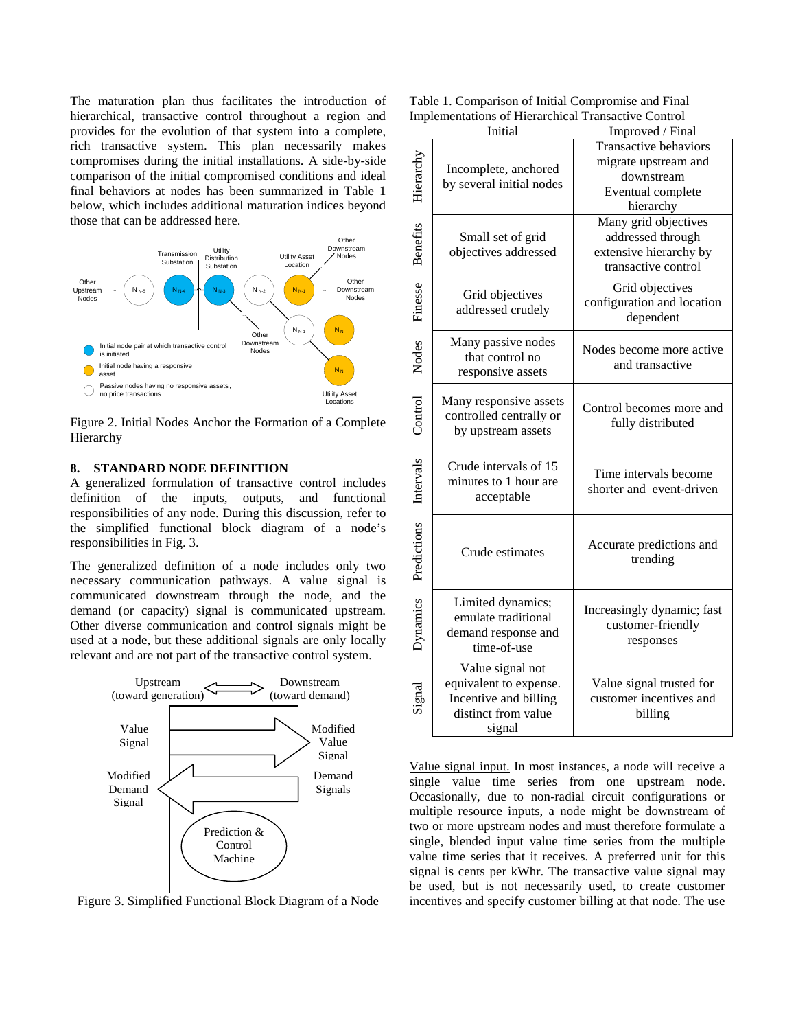The maturation plan thus facilitates the introduction of hierarchical, transactive control throughout a region and provides for the evolution of that system into a complete, rich transactive system. This plan necessarily makes compromises during the initial installations. A side-by-side comparison of the initial compromised conditions and ideal final behaviors at nodes has been summarized in Table 1 below, which includes additional maturation indices beyond those that can be addressed here.

Figure 2. Initial Nodes Anchor the Formation of a Complete Hierarchy

## 8. STANDARD NODE DEFINITION

A generalized formulation of transactive control includes definition of the inputs, outputs, and functional responsibilities of any node. During this discussion, refer to the simplified functional block diagram of a node's responsibilities in Fig. 3.

The generalized definition of a node includes only two necessary communication pathways. A value signal is communicated downstream through the node, and the demand (or capacity) signal is communicated upstream. Other diverse communication and control signals might be used at a node, but these additional signals are only locally relevant and are not part of the transactive control system.

Figure 3. Simplified Functional Block Diagram of a Node

Table 1. Comparison of Initial Compromise and Final Implementations of Hierarchical Transactive Control

| | Initial | Improved / Final |
|---|---|---|
| Hierarchy | Incomplete, anchored by several initial nodes | Transactive behaviors migrate upstream and downstream. Eventual complete hierarchy |
| Benefits | Small set of grid objectives addressed | Many grid objectives addressed through extensive hierarchy by transactive control |
| Finesse | Grid objectives addressed crudely | Grid objectives configuration and location dependent |
| Nodes | Many passive nodes that control no responsive assets | Nodes become more active and transactive |
| Control | Many responsive assets controlled centrally or by upstream assets | Control becomes more and fully distributed |
| Intervals | Crude intervals of 15 minutes to 1 hour are acceptable | Time intervals become shorter and event-driven |
| Predictions | Crude estimates | Accurate predictions and trending |
| Dynamics | Limited dynamics; emulate traditional demand response and time-of-use | Increasingly dynamic; fast customer-friendly responses |
| Signal | Value signal not equivalent to expense. Incentive and billing distinct from value signal | Value signal trusted for customer incentives and billing |

Value signal input. In most instances, a node will receive a single value time series from one upstream node. Occasionally, due to non-radial circuit configurations or multiple resource inputs, a node might be downstream of two or more upstream nodes and must therefore formulate a single, blended input value time series from the multiple value time series that it receives. A preferred unit for this signal is cents per kWhr. The transactive value signal may be used, but is not necessarily used, to create customer incentives and specify customer billing at that node. The use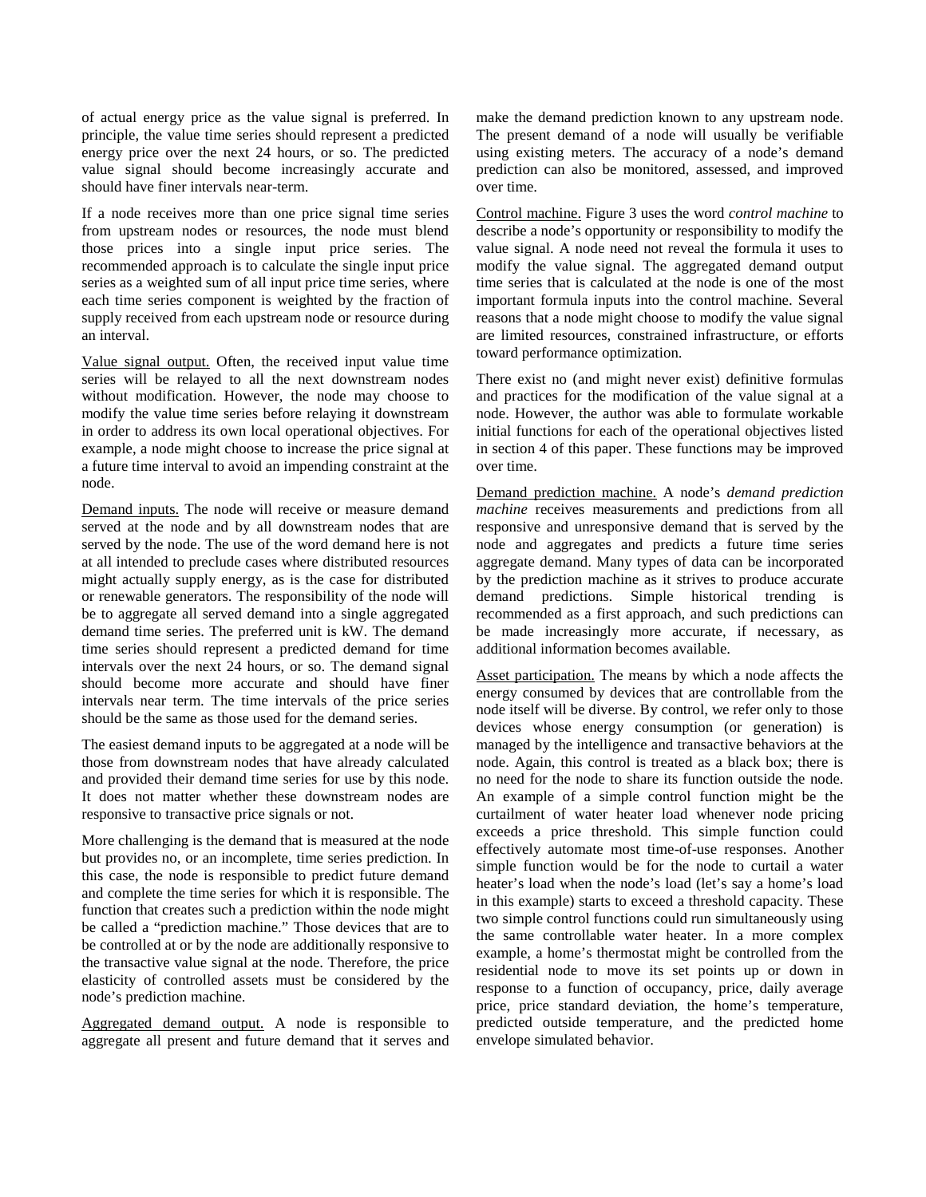of actual energy price as the value signal is preferred. In principle, the value time series should represent a predicted energy price over the next 24 hours, or so. The predicted value signal should become increasingly accurate and should have finer intervals near-term.

If a node receives more than one price signal time series from upstream nodes or resources, the node must blend those prices into a single input price series. The recommended approach is to calculate the single input price series as a weighted sum of all input price time series, where each time series component is weighted by the fraction of supply received from each upstream node or resource during an interval.

Value signal output. Often, the received input value time series will be relayed to all the next downstream nodes without modification. However, the node may choose to modify the value time series before relaying it downstream in order to address its own local operational objectives. For example, a node might choose to increase the price signal at a future time interval to avoid an impending constraint at the node.

Demand inputs. The node will receive or measure demand served at the node and by all downstream nodes that are served by the node. The use of the word demand here is not at all intended to preclude cases where distributed resources might actually supply energy, as is the case for distributed or renewable generators. The responsibility of the node will be to aggregate all served demand into a single aggregated demand time series. The preferred unit is kW. The demand time series should represent a predicted demand for time intervals over the next 24 hours, or so. The demand signal should become more accurate and should have finer intervals near term. The time intervals of the price series should be the same as those used for the demand series.

The easiest demand inputs to be aggregated at a node will be those from downstream nodes that have already calculated and provided their demand time series for use by this node. It does not matter whether these downstream nodes are responsive to transactive price signals or not.

More challenging is the demand that is measured at the node but provides no, or an incomplete, time series prediction. In this case, the node is responsible to predict future demand and complete the time series for which it is responsible. The function that creates such a prediction within the node might be called a "prediction machine." Those devices that are to be controlled at or by the node are additionally responsive to the transactive value signal at the node. Therefore, the price elasticity of controlled assets must be considered by the node's prediction machine.

Aggregated demand output. A node is responsible to aggregate all present and future demand that it serves and make the demand prediction known to any upstream node. The present demand of a node will usually be verifiable using existing meters. The accuracy of a node's demand prediction can also be monitored, assessed, and improved over time.

Control machine. Figure 3 uses the word *control machine* to describe a node's opportunity or responsibility to modify the value signal. A node need not reveal the formula it uses to modify the value signal. The aggregated demand output time series that is calculated at the node is one of the most important formula inputs into the control machine. Several reasons that a node might choose to modify the value signal are limited resources, constrained infrastructure, or efforts toward performance optimization.

There exist no (and might never exist) definitive formulas and practices for the modification of the value signal at a node. However, the author was able to formulate workable initial functions for each of the operational objectives listed in section 4 of this paper. These functions may be improved over time.

Demand prediction machine. A node's *demand prediction machine* receives measurements and predictions from all responsive and unresponsive demand that is served by the node and aggregates and predicts a future time series aggregate demand. Many types of data can be incorporated by the prediction machine as it strives to produce accurate demand predictions. Simple historical trending is recommended as a first approach, and such predictions can be made increasingly more accurate, if necessary, as additional information becomes available.

Asset participation. The means by which a node affects the energy consumed by devices that are controllable from the node itself will be diverse. By control, we refer only to those devices whose energy consumption (or generation) is managed by the intelligence and transactive behaviors at the node. Again, this control is treated as a black box; there is no need for the node to share its function outside the node. An example of a simple control function might be the curtailment of water heater load whenever node pricing exceeds a price threshold. This simple function could effectively automate most time-of-use responses. Another simple function would be for the node to curtail a water heater's load when the node's load (let's say a home's load in this example) starts to exceed a threshold capacity. These two simple control functions could run simultaneously using the same controllable water heater. In a more complex example, a home's thermostat might be controlled from the residential node to move its set points up or down in response to a function of occupancy, price, daily average price, price standard deviation, the home's temperature, predicted outside temperature, and the predicted home envelope simulated behavior.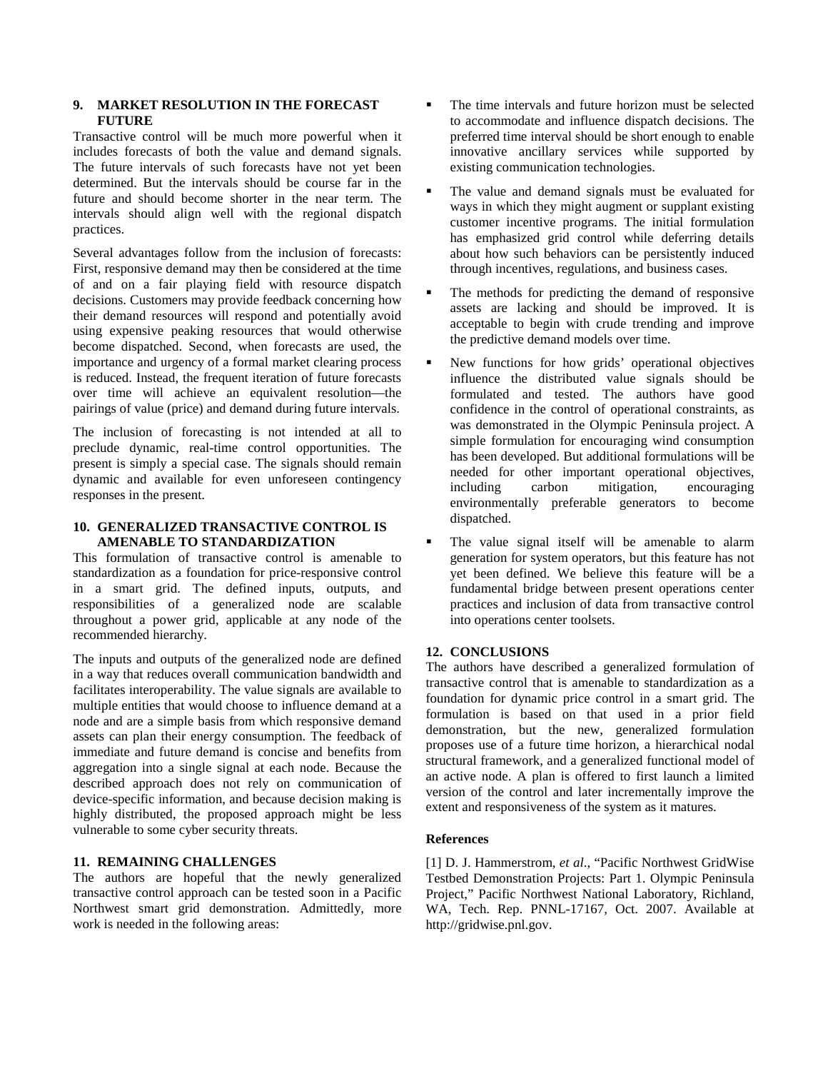## 9. MARKET RESOLUTION IN THE FORECAST FUTURE

Transactive control will be much more powerful when it includes forecasts of both the value and demand signals. The future intervals of such forecasts have not yet been determined. But the intervals should be course far in the future and should become shorter in the near term. The intervals should align well with the regional dispatch practices.

Several advantages follow from the inclusion of forecasts: First, responsive demand may then be considered at the time of and on a fair playing field with resource dispatch decisions. Customers may provide feedback concerning how their demand resources will respond and potentially avoid using expensive peaking resources that would otherwise become dispatched. Second, when forecasts are used, the importance and urgency of a formal market clearing process is reduced. Instead, the frequent iteration of future forecasts over time will achieve an equivalent resolution—the pairings of value (price) and demand during future intervals.

The inclusion of forecasting is not intended at all to preclude dynamic, real-time control opportunities. The present is simply a special case. The signals should remain dynamic and available for even unforeseen contingency responses in the present.

## 10. GENERALIZED TRANSACTIVE CONTROL IS AMENABLE TO STANDARDIZATION

This formulation of transactive control is amenable to standardization as a foundation for price-responsive control in a smart grid. The defined inputs, outputs, and responsibilities of a generalized node are scalable throughout a power grid, applicable at any node of the recommended hierarchy.

The inputs and outputs of the generalized node are defined in a way that reduces overall communication bandwidth and facilitates interoperability. The value signals are available to multiple entities that would choose to influence demand at a node and are a simple basis from which responsive demand assets can plan their energy consumption. The feedback of immediate and future demand is concise and benefits from aggregation into a single signal at each node. Because the described approach does not rely on communication of device-specific information, and because decision making is highly distributed, the proposed approach might be less vulnerable to some cyber security threats.

## 11. REMAINING CHALLENGES

The authors are hopeful that the newly generalized transactive control approach can be tested soon in a Pacific Northwest smart grid demonstration. Admittedly, more work is needed in the following areas:

- The time intervals and future horizon must be selected to accommodate and influence dispatch decisions. The preferred time interval should be short enough to enable innovative ancillary services while supported by existing communication technologies.
- The value and demand signals must be evaluated for ways in which they might augment or supplant existing customer incentive programs. The initial formulation has emphasized grid control while deferring details about how such behaviors can be persistently induced through incentives, regulations, and business cases.
- The methods for predicting the demand of responsive assets are lacking and should be improved. It is acceptable to begin with crude trending and improve the predictive demand models over time.
- New functions for how grids' operational objectives influence the distributed value signals should be formulated and tested. The authors have good confidence in the control of operational constraints, as was demonstrated in the Olympic Peninsula project. A simple formulation for encouraging wind consumption has been developed. But additional formulations will be needed for other important operational objectives, including carbon mitigation, encouraging environmentally preferable generators to become dispatched.
- The value signal itself will be amenable to alarm generation for system operators, but this feature has not yet been defined. We believe this feature will be a fundamental bridge between present operations center practices and inclusion of data from transactive control into operations center toolsets.

## 12. CONCLUSIONS

The authors have described a generalized formulation of transactive control that is amenable to standardization as a foundation for dynamic price control in a smart grid. The formulation is based on that used in a prior field demonstration, but the new, generalized formulation proposes use of a future time horizon, a hierarchical nodal structural framework, and a generalized functional model of an active node. A plan is offered to first launch a limited version of the control and later incrementally improve the extent and responsiveness of the system as it matures.

### References

[1] D. J. Hammerstrom, *et al*., "Pacific Northwest GridWise Testbed Demonstration Projects: Part 1. Olympic Peninsula Project," Pacific Northwest National Laboratory, Richland, WA, Tech. Rep. PNNL-17167, Oct. 2007. Available at http://gridwise.pnl.gov.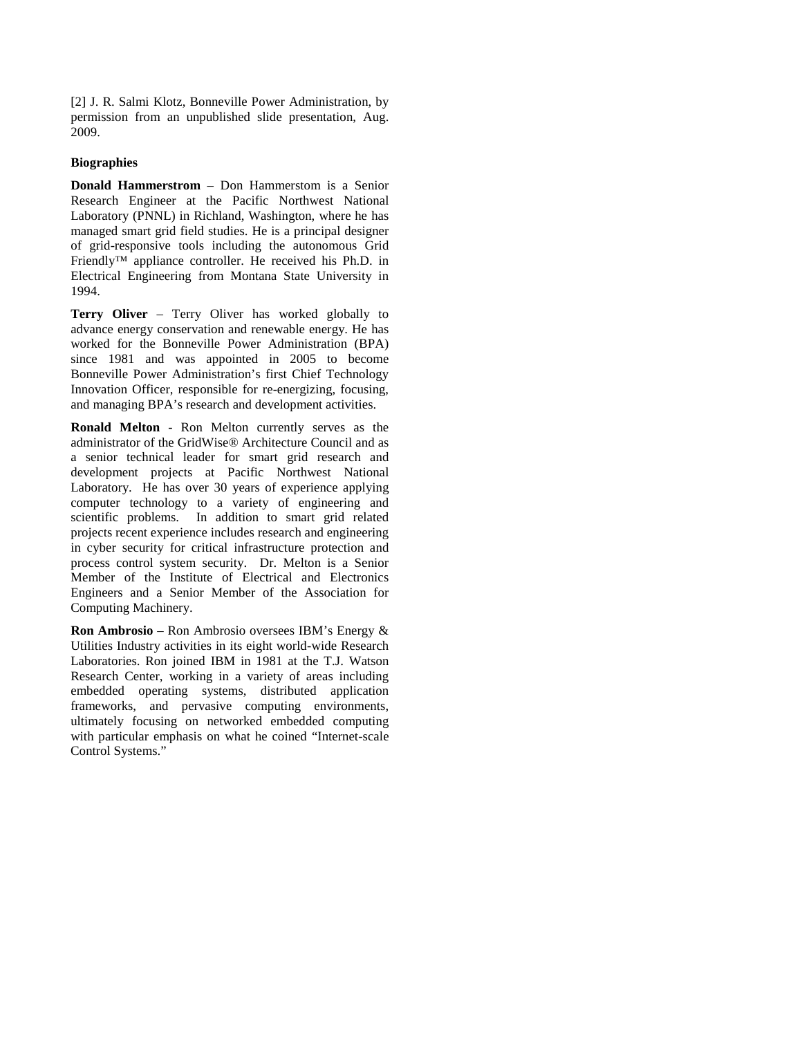[2] J. R. Salmi Klotz, Bonneville Power Administration, by permission from an unpublished slide presentation, Aug. 2009.

**Biographies**

**Donald Hammerstrom** – Don Hammerstom is a Senior Research Engineer at the Pacific Northwest National Laboratory (PNNL) in Richland, Washington, where he has managed smart grid field studies. He is a principal designer of grid-responsive tools including the autonomous Grid Friendly™ appliance controller. He received his Ph.D. in Electrical Engineering from Montana State University in 1994.

**Terry Oliver** – Terry Oliver has worked globally to advance energy conservation and renewable energy. He has worked for the Bonneville Power Administration (BPA) since 1981 and was appointed in 2005 to become Bonneville Power Administration's first Chief Technology Innovation Officer, responsible for re-energizing, focusing, and managing BPA's research and development activities.

**Ronald Melton** - Ron Melton currently serves as the administrator of the GridWise® Architecture Council and as a senior technical leader for smart grid research and development projects at Pacific Northwest National Laboratory. He has over 30 years of experience applying computer technology to a variety of engineering and scientific problems. In addition to smart grid related projects recent experience includes research and engineering in cyber security for critical infrastructure protection and process control system security. Dr. Melton is a Senior Member of the Institute of Electrical and Electronics Engineers and a Senior Member of the Association for Computing Machinery.

**Ron Ambrosio** – Ron Ambrosio oversees IBM's Energy & Utilities Industry activities in its eight world-wide Research Laboratories. Ron joined IBM in 1981 at the T.J. Watson Research Center, working in a variety of areas including embedded operating systems, distributed application frameworks, and pervasive computing environments, ultimately focusing on networked embedded computing with particular emphasis on what he coined "Internet-scale Control Systems."